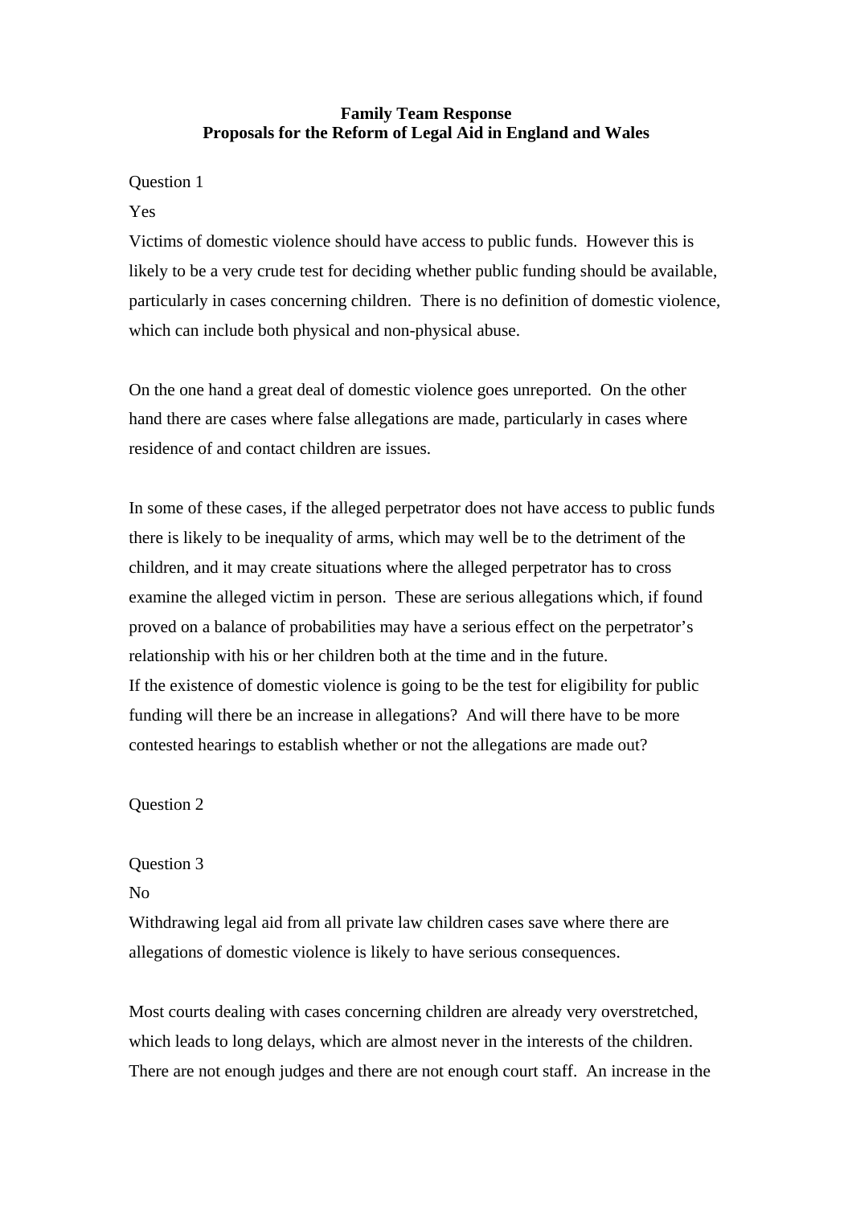# Family Team Response
## Proposals for the Reform of Legal Aid in England and Wales

Question 1

Yes

Victims of domestic violence should have access to public funds. However this is likely to be a very crude test for deciding whether public funding should be available, particularly in cases concerning children. There is no definition of domestic violence, which can include both physical and non-physical abuse.

On the one hand a great deal of domestic violence goes unreported. On the other hand there are cases where false allegations are made, particularly in cases where residence of and contact children are issues.

In some of these cases, if the alleged perpetrator does not have access to public funds there is likely to be inequality of arms, which may well be to the detriment of the children, and it may create situations where the alleged perpetrator has to cross examine the alleged victim in person. These are serious allegations which, if found proved on a balance of probabilities may have a serious effect on the perpetrator's relationship with his or her children both at the time and in the future.

If the existence of domestic violence is going to be the test for eligibility for public funding will there be an increase in allegations? And will there have to be more contested hearings to establish whether or not the allegations are made out?

Question 2

Question 3

No

Withdrawing legal aid from all private law children cases save where there are allegations of domestic violence is likely to have serious consequences.

Most courts dealing with cases concerning children are already very overstretched, which leads to long delays, which are almost never in the interests of the children. There are not enough judges and there are not enough court staff. An increase in the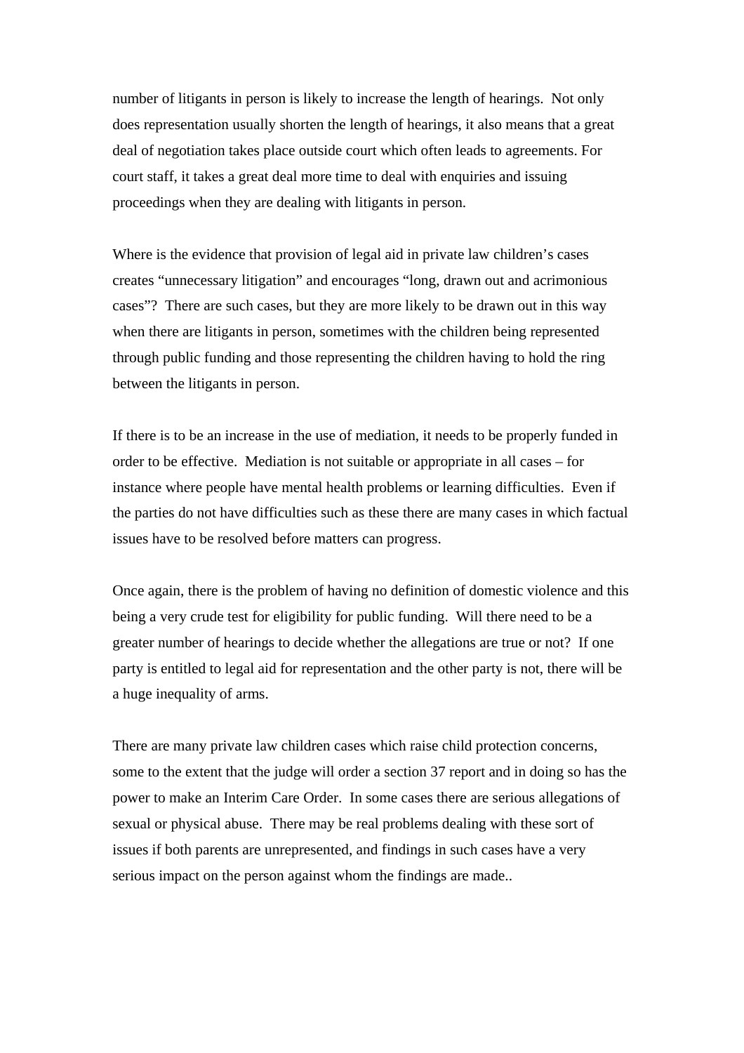number of litigants in person is likely to increase the length of hearings. Not only does representation usually shorten the length of hearings, it also means that a great deal of negotiation takes place outside court which often leads to agreements. For court staff, it takes a great deal more time to deal with enquiries and issuing proceedings when they are dealing with litigants in person.

Where is the evidence that provision of legal aid in private law children's cases creates "unnecessary litigation" and encourages "long, drawn out and acrimonious cases"? There are such cases, but they are more likely to be drawn out in this way when there are litigants in person, sometimes with the children being represented through public funding and those representing the children having to hold the ring between the litigants in person.

If there is to be an increase in the use of mediation, it needs to be properly funded in order to be effective. Mediation is not suitable or appropriate in all cases – for instance where people have mental health problems or learning difficulties. Even if the parties do not have difficulties such as these there are many cases in which factual issues have to be resolved before matters can progress.

Once again, there is the problem of having no definition of domestic violence and this being a very crude test for eligibility for public funding. Will there need to be a greater number of hearings to decide whether the allegations are true or not? If one party is entitled to legal aid for representation and the other party is not, there will be a huge inequality of arms.

There are many private law children cases which raise child protection concerns, some to the extent that the judge will order a section 37 report and in doing so has the power to make an Interim Care Order. In some cases there are serious allegations of sexual or physical abuse. There may be real problems dealing with these sort of issues if both parents are unrepresented, and findings in such cases have a very serious impact on the person against whom the findings are made..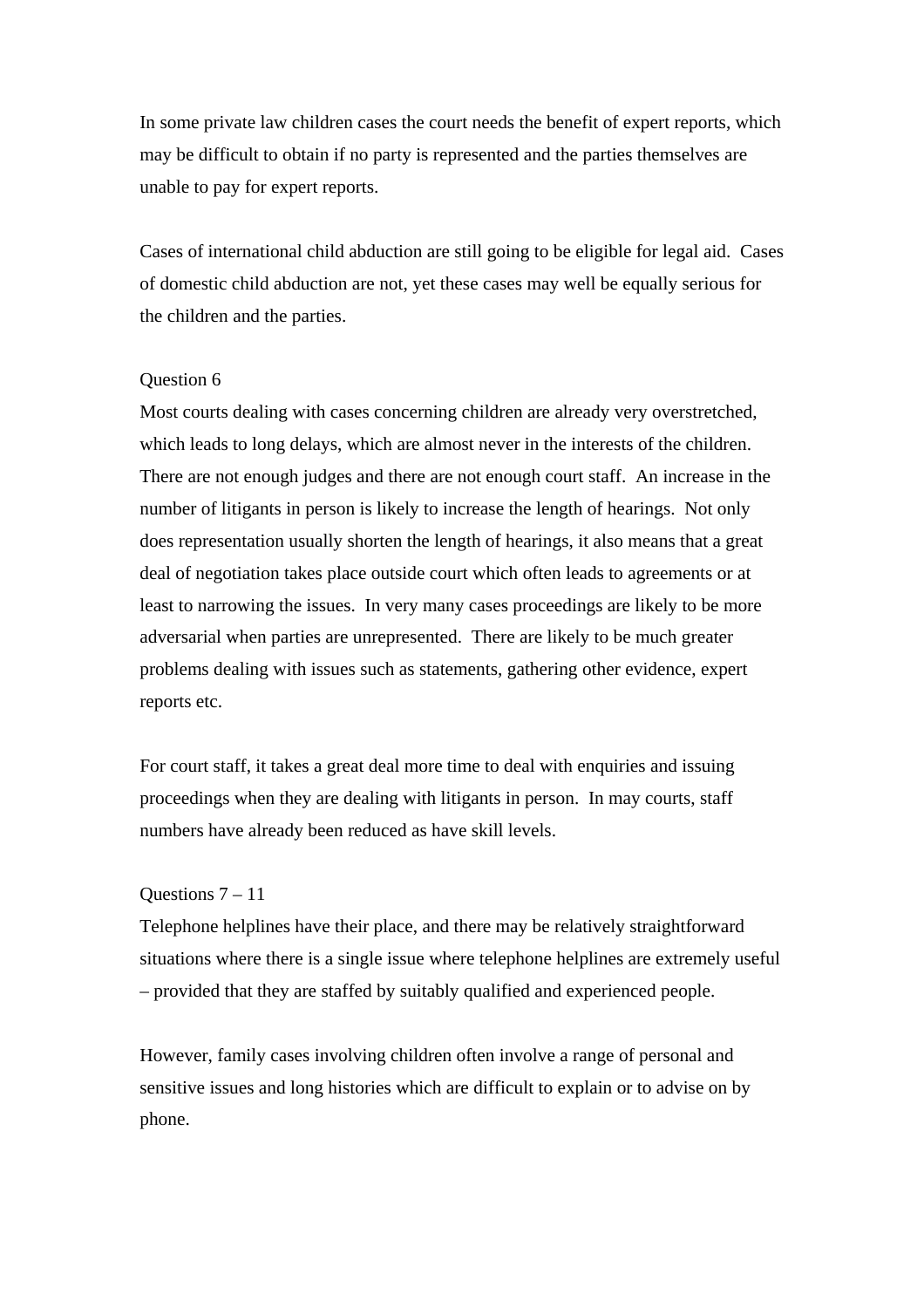In some private law children cases the court needs the benefit of expert reports, which may be difficult to obtain if no party is represented and the parties themselves are unable to pay for expert reports.

Cases of international child abduction are still going to be eligible for legal aid. Cases of domestic child abduction are not, yet these cases may well be equally serious for the children and the parties.

Question 6

Most courts dealing with cases concerning children are already very overstretched, which leads to long delays, which are almost never in the interests of the children. There are not enough judges and there are not enough court staff. An increase in the number of litigants in person is likely to increase the length of hearings. Not only does representation usually shorten the length of hearings, it also means that a great deal of negotiation takes place outside court which often leads to agreements or at least to narrowing the issues. In very many cases proceedings are likely to be more adversarial when parties are unrepresented. There are likely to be much greater problems dealing with issues such as statements, gathering other evidence, expert reports etc.

For court staff, it takes a great deal more time to deal with enquiries and issuing proceedings when they are dealing with litigants in person. In may courts, staff numbers have already been reduced as have skill levels.

Questions 7 – 11

Telephone helplines have their place, and there may be relatively straightforward situations where there is a single issue where telephone helplines are extremely useful – provided that they are staffed by suitably qualified and experienced people.

However, family cases involving children often involve a range of personal and sensitive issues and long histories which are difficult to explain or to advise on by phone.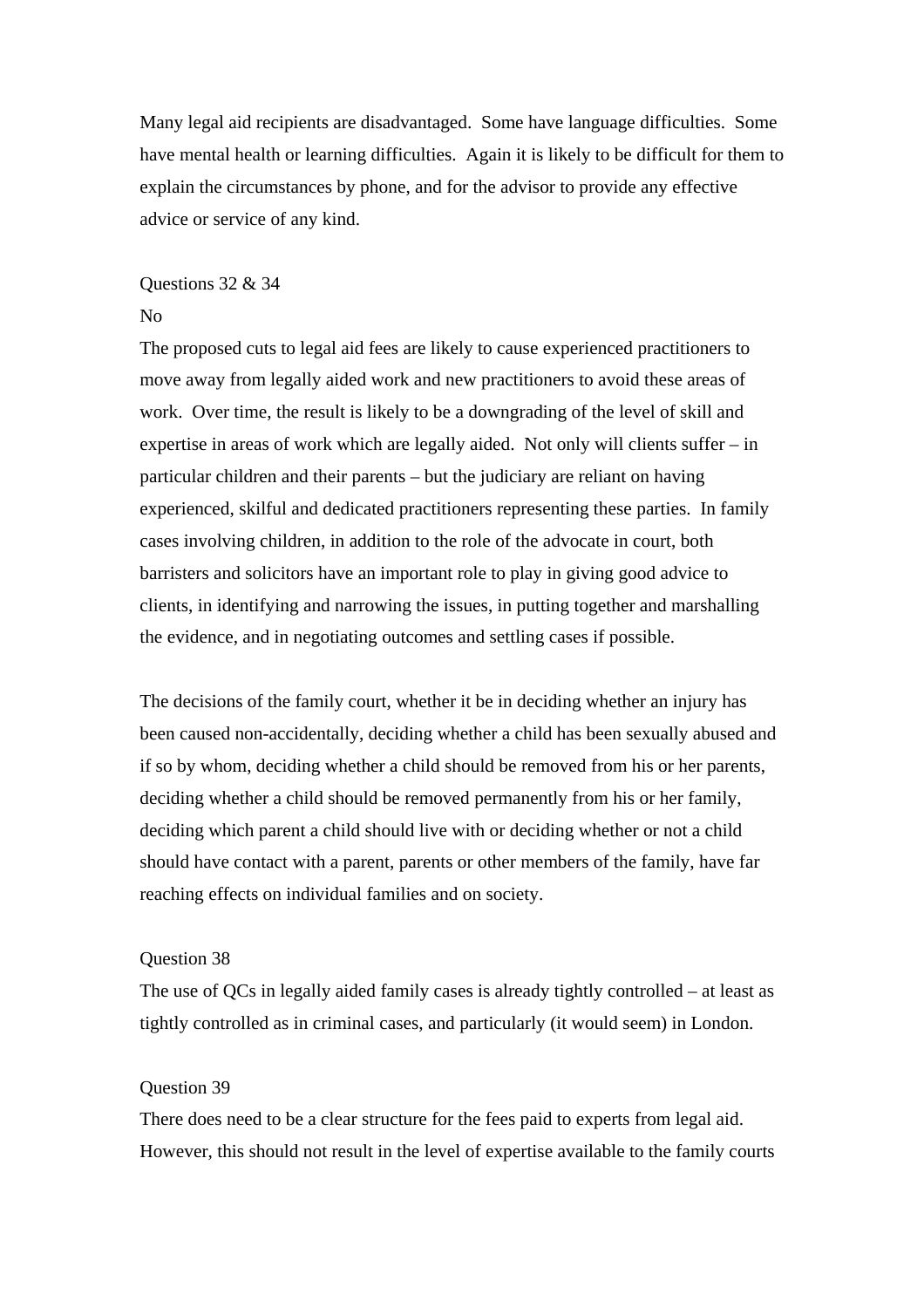Many legal aid recipients are disadvantaged. Some have language difficulties. Some have mental health or learning difficulties. Again it is likely to be difficult for them to explain the circumstances by phone, and for the advisor to provide any effective advice or service of any kind.

Questions 32 & 34

No

The proposed cuts to legal aid fees are likely to cause experienced practitioners to move away from legally aided work and new practitioners to avoid these areas of work. Over time, the result is likely to be a downgrading of the level of skill and expertise in areas of work which are legally aided. Not only will clients suffer – in particular children and their parents – but the judiciary are reliant on having experienced, skilful and dedicated practitioners representing these parties. In family cases involving children, in addition to the role of the advocate in court, both barristers and solicitors have an important role to play in giving good advice to clients, in identifying and narrowing the issues, in putting together and marshalling the evidence, and in negotiating outcomes and settling cases if possible.

The decisions of the family court, whether it be in deciding whether an injury has been caused non-accidentally, deciding whether a child has been sexually abused and if so by whom, deciding whether a child should be removed from his or her parents, deciding whether a child should be removed permanently from his or her family, deciding which parent a child should live with or deciding whether or not a child should have contact with a parent, parents or other members of the family, have far reaching effects on individual families and on society.

Question 38

The use of QCs in legally aided family cases is already tightly controlled – at least as tightly controlled as in criminal cases, and particularly (it would seem) in London.

Question 39

There does need to be a clear structure for the fees paid to experts from legal aid. However, this should not result in the level of expertise available to the family courts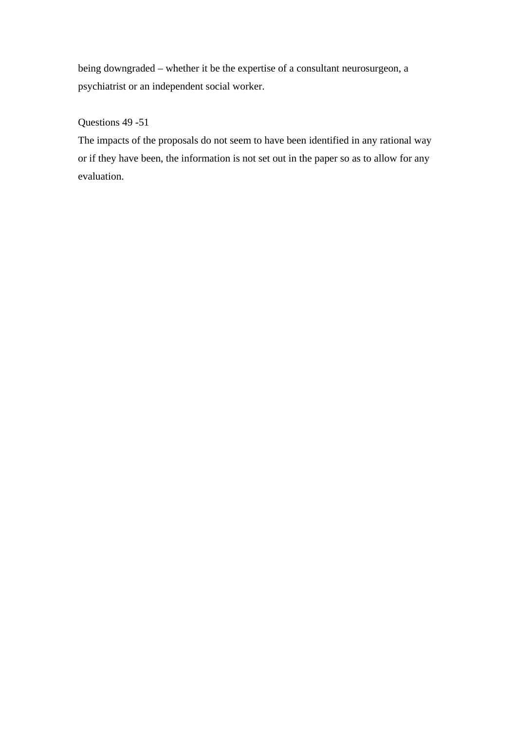being downgraded – whether it be the expertise of a consultant neurosurgeon, a psychiatrist or an independent social worker.

Questions 49 -51

The impacts of the proposals do not seem to have been identified in any rational way or if they have been, the information is not set out in the paper so as to allow for any evaluation.